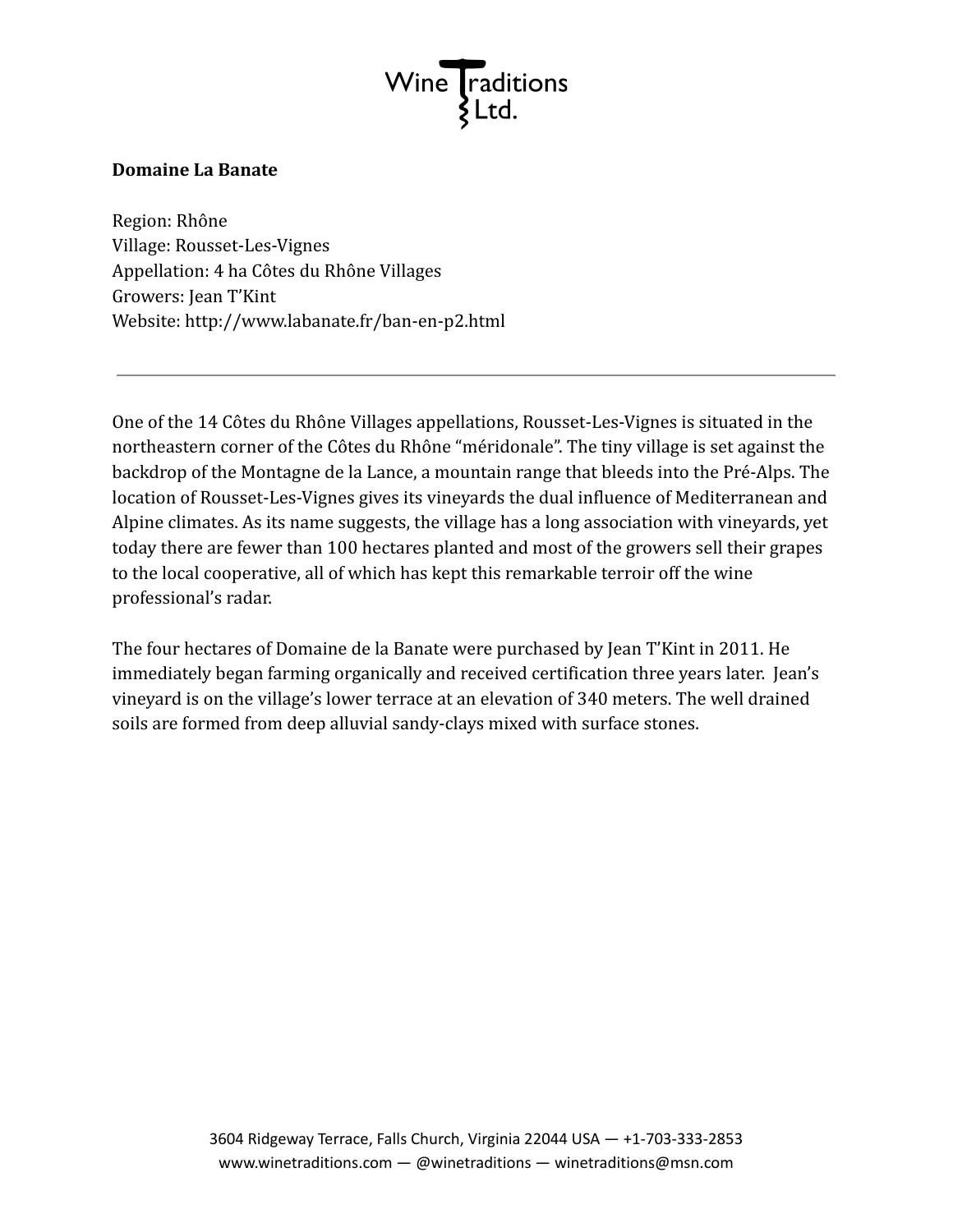Wine Traditions Ltd.

**Domaine La Banate**

Region: Rhône
Village: Rousset-Les-Vignes
Appellation: 4 ha Côtes du Rhône Villages
Growers: Jean T'Kint
Website: http://www.labanate.fr/ban-en-p2.html

---

One of the 14 Côtes du Rhône Villages appellations, Rousset-Les-Vignes is situated in the northeastern corner of the Côtes du Rhône "méridonale". The tiny village is set against the backdrop of the Montagne de la Lance, a mountain range that bleeds into the Pré-Alps. The location of Rousset-Les-Vignes gives its vineyards the dual influence of Mediterranean and Alpine climates. As its name suggests, the village has a long association with vineyards, yet today there are fewer than 100 hectares planted and most of the growers sell their grapes to the local cooperative, all of which has kept this remarkable terroir off the wine professional's radar.

The four hectares of Domaine de la Banate were purchased by Jean T'Kint in 2011. He immediately began farming organically and received certification three years later. Jean's vineyard is on the village's lower terrace at an elevation of 340 meters. The well drained soils are formed from deep alluvial sandy-clays mixed with surface stones.

3604 Ridgeway Terrace, Falls Church, Virginia 22044 USA — +1-703-333-2853
www.winetraditions.com — @winetraditions — winetraditions@msn.com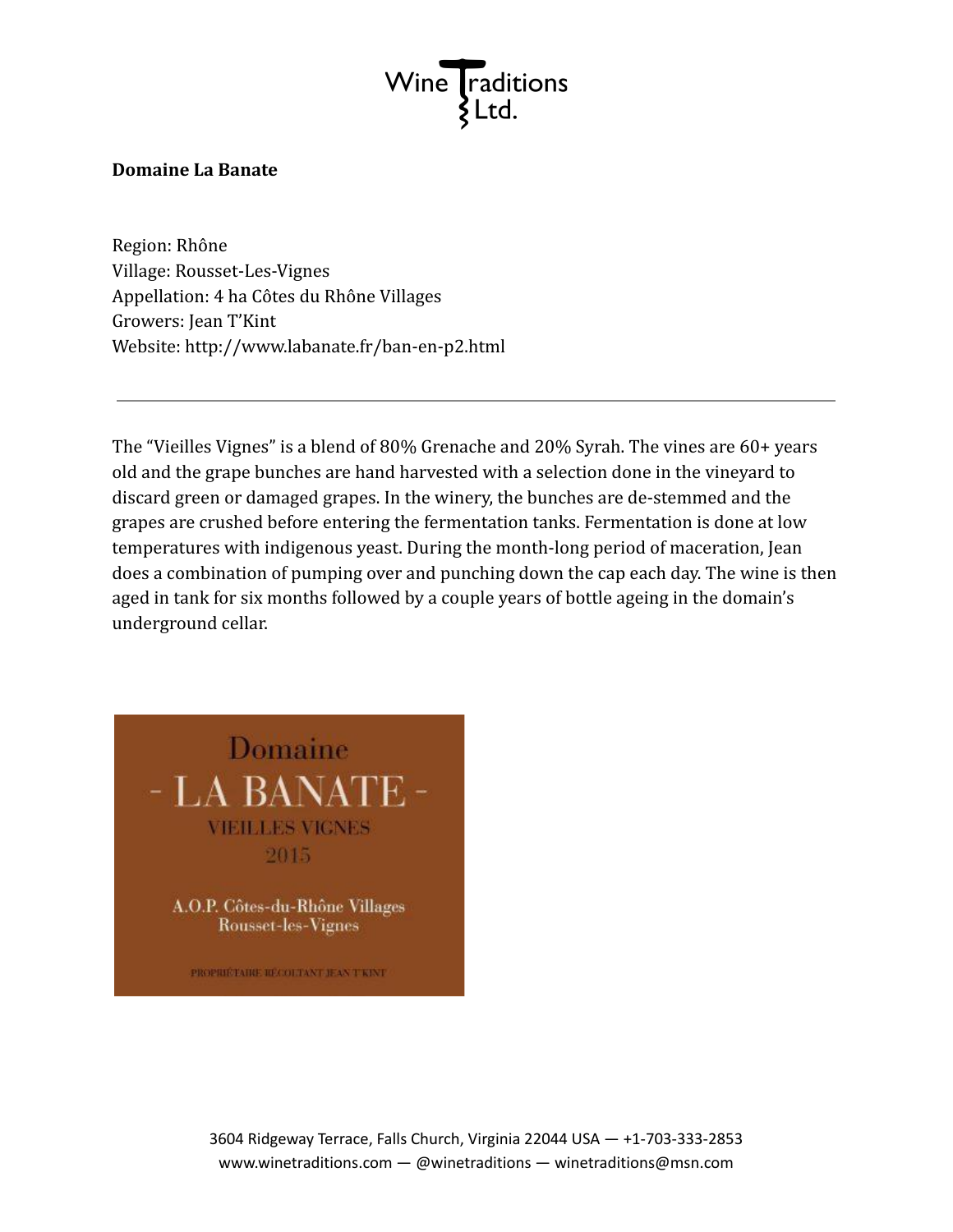**Domaine La Banate**

Region: Rhône
Village: Rousset-Les-Vignes
Appellation: 4 ha Côtes du Rhône Villages
Growers: Jean T'Kint
Website: http://www.labanate.fr/ban-en-p2.html

---

The "Vieilles Vignes" is a blend of 80% Grenache and 20% Syrah. The vines are 60+ years old and the grape bunches are hand harvested with a selection done in the vineyard to discard green or damaged grapes. In the winery, the bunches are de-stemmed and the grapes are crushed before entering the fermentation tanks. Fermentation is done at low temperatures with indigenous yeast. During the month-long period of maceration, Jean does a combination of pumping over and punching down the cap each day. The wine is then aged in tank for six months followed by a couple years of bottle ageing in the domain's underground cellar.

Domaine
- LA BANATE -
VIEILLES VIGNES
2015

A.O.P. Côtes-du-Rhône Villages
Rousset-les-Vignes

PROPRIÉTAIRE RÉCOLTANT JEAN T'KINT